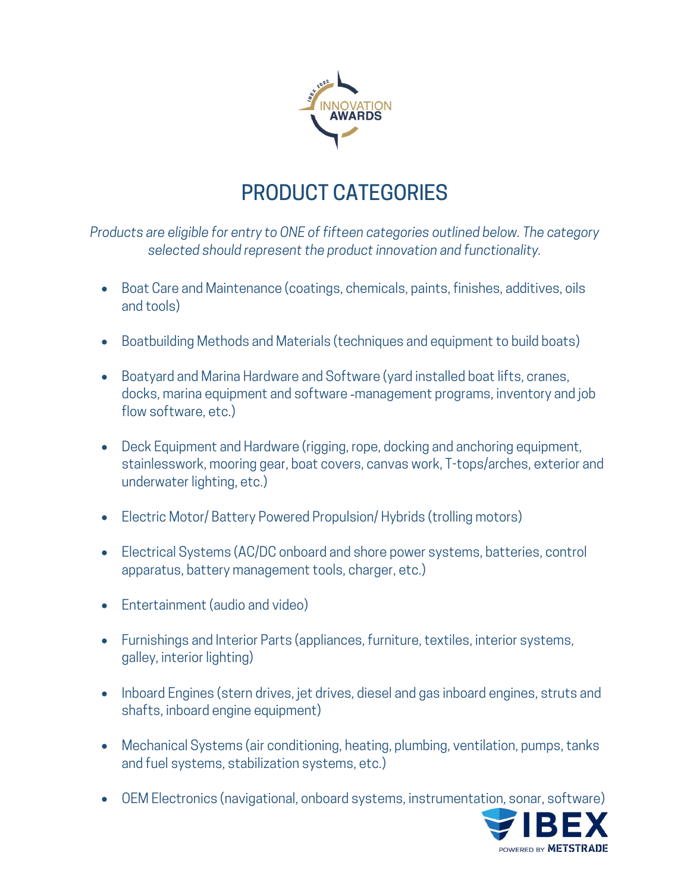IBEX 2022 INNOVATION AWARDS

# PRODUCT CATEGORIES

*Products are eligible for entry to ONE of fifteen categories outlined below. The category selected should represent the product innovation and functionality.*

- Boat Care and Maintenance (coatings, chemicals, paints, finishes, additives, oils and tools)
- Boatbuilding Methods and Materials (techniques and equipment to build boats)
- Boatyard and Marina Hardware and Software (yard installed boat lifts, cranes, docks, marina equipment and software -management programs, inventory and job flow software, etc.)
- Deck Equipment and Hardware (rigging, rope, docking and anchoring equipment, stainlesswork, mooring gear, boat covers, canvas work, T-tops/arches, exterior and underwater lighting, etc.)
- Electric Motor/ Battery Powered Propulsion/ Hybrids (trolling motors)
- Electrical Systems (AC/DC onboard and shore power systems, batteries, control apparatus, battery management tools, charger, etc.)
- Entertainment (audio and video)
- Furnishings and Interior Parts (appliances, furniture, textiles, interior systems, galley, interior lighting)
- Inboard Engines (stern drives, jet drives, diesel and gas inboard engines, struts and shafts, inboard engine equipment)
- Mechanical Systems (air conditioning, heating, plumbing, ventilation, pumps, tanks and fuel systems, stabilization systems, etc.)
- OEM Electronics (navigational, onboard systems, instrumentation, sonar, software)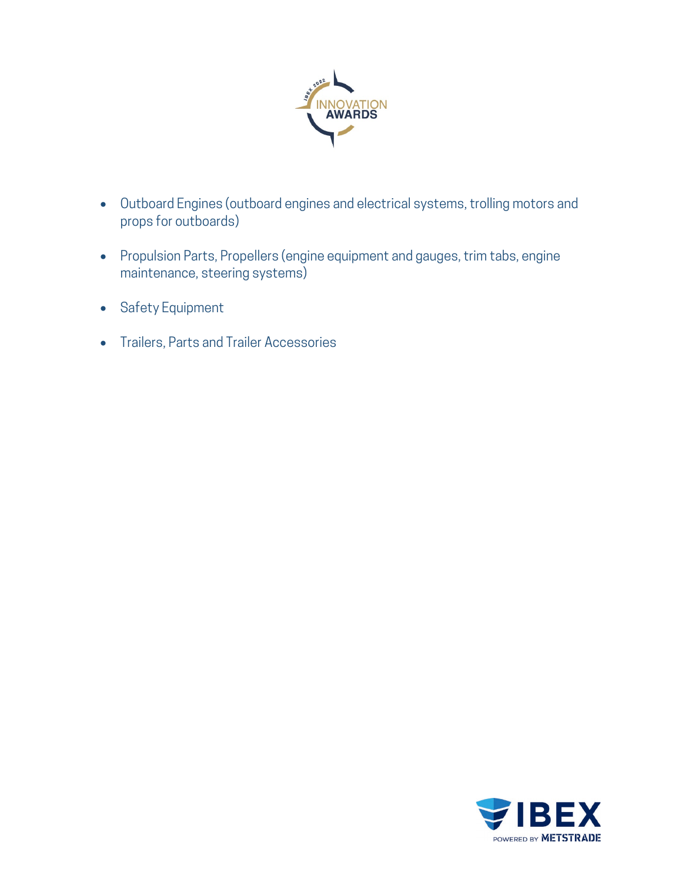- Outboard Engines (outboard engines and electrical systems, trolling motors and props for outboards)
- Propulsion Parts, Propellers (engine equipment and gauges, trim tabs, engine maintenance, steering systems)
- Safety Equipment
- Trailers, Parts and Trailer Accessories